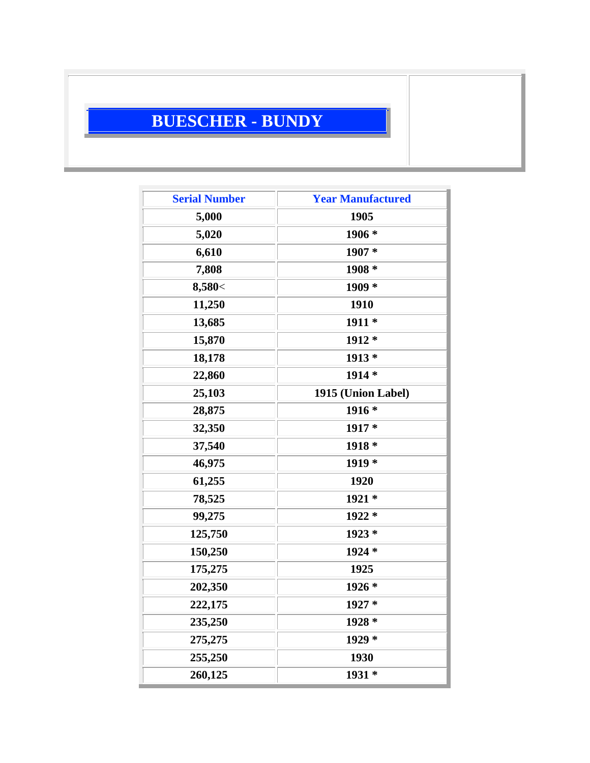# BUESCHER - BUNDY

| Serial Number | Year Manufactured |
|---|---|
| 5,000 | 1905 |
| 5,020 | 1906 * |
| 6,610 | 1907 * |
| 7,808 | 1908 * |
| 8,580< | 1909 * |
| 11,250 | 1910 |
| 13,685 | 1911 * |
| 15,870 | 1912 * |
| 18,178 | 1913 * |
| 22,860 | 1914 * |
| 25,103 | 1915 (Union Label) |
| 28,875 | 1916 * |
| 32,350 | 1917 * |
| 37,540 | 1918 * |
| 46,975 | 1919 * |
| 61,255 | 1920 |
| 78,525 | 1921 * |
| 99,275 | 1922 * |
| 125,750 | 1923 * |
| 150,250 | 1924 * |
| 175,275 | 1925 |
| 202,350 | 1926 * |
| 222,175 | 1927 * |
| 235,250 | 1928 * |
| 275,275 | 1929 * |
| 255,250 | 1930 |
| 260,125 | 1931 * |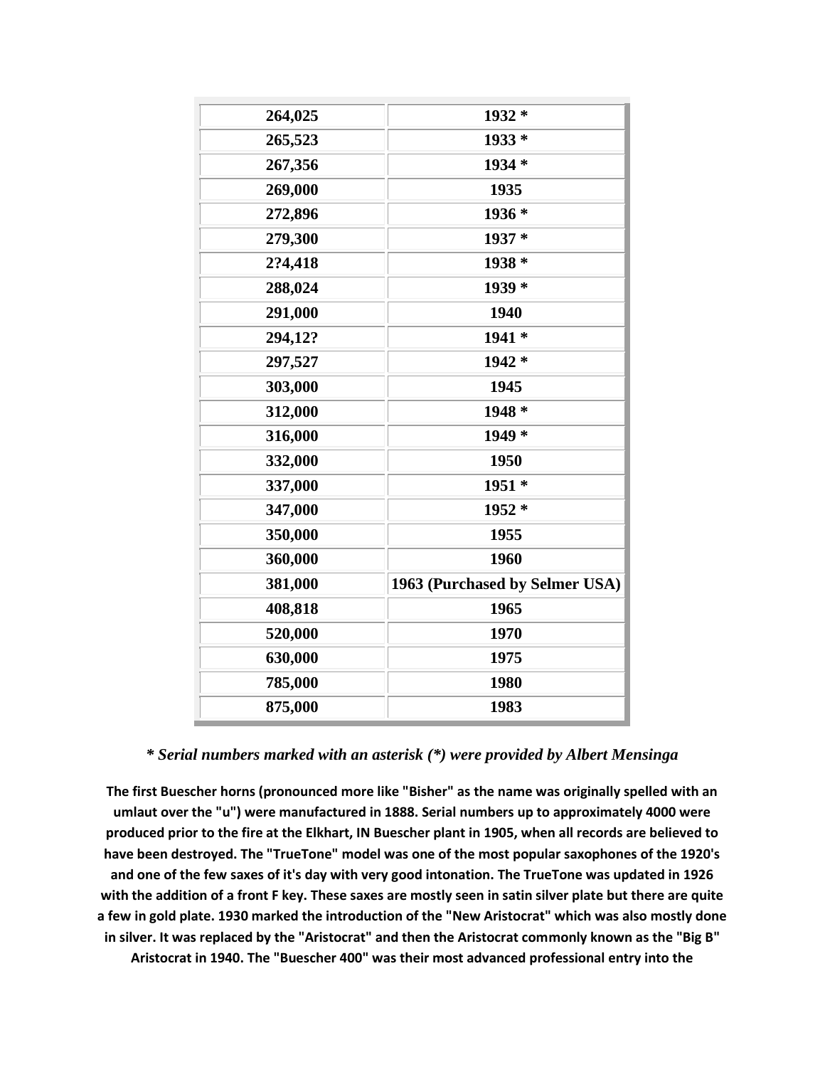| 264,025 | 1932 * |
|---|---|
| 265,523 | 1933 * |
| 267,356 | 1934 * |
| 269,000 | 1935 |
| 272,896 | 1936 * |
| 279,300 | 1937 * |
| 2?4,418 | 1938 * |
| 288,024 | 1939 * |
| 291,000 | 1940 |
| 294,12? | 1941 * |
| 297,527 | 1942 * |
| 303,000 | 1945 |
| 312,000 | 1948 * |
| 316,000 | 1949 * |
| 332,000 | 1950 |
| 337,000 | 1951 * |
| 347,000 | 1952 * |
| 350,000 | 1955 |
| 360,000 | 1960 |
| 381,000 | 1963 (Purchased by Selmer USA) |
| 408,818 | 1965 |
| 520,000 | 1970 |
| 630,000 | 1975 |
| 785,000 | 1980 |
| 875,000 | 1983 |

***Serial numbers marked with an asterisk (*) were provided by Albert Mensinga***

**The first Buescher horns (pronounced more like "Bisher" as the name was originally spelled with an umlaut over the "u") were manufactured in 1888. Serial numbers up to approximately 4000 were produced prior to the fire at the Elkhart, IN Buescher plant in 1905, when all records are believed to have been destroyed. The "TrueTone" model was one of the most popular saxophones of the 1920's and one of the few saxes of it's day with very good intonation. The TrueTone was updated in 1926 with the addition of a front F key. These saxes are mostly seen in satin silver plate but there are quite a few in gold plate. 1930 marked the introduction of the "New Aristocrat" which was also mostly done in silver. It was replaced by the "Aristocrat" and then the Aristocrat commonly known as the "Big B" Aristocrat in 1940. The "Buescher 400" was their most advanced professional entry into the**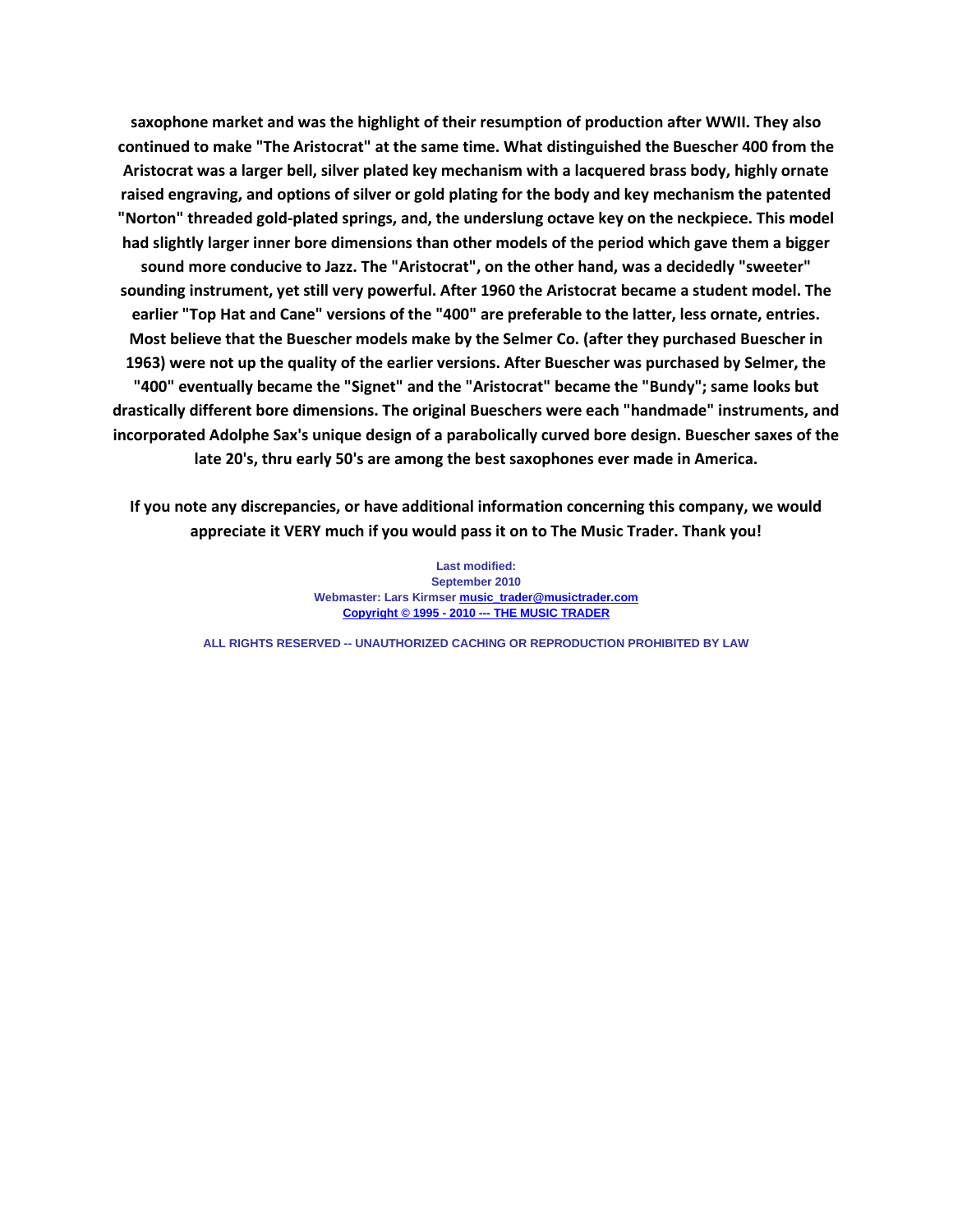**saxophone market and was the highlight of their resumption of production after WWII. They also continued to make "The Aristocrat" at the same time. What distinguished the Buescher 400 from the Aristocrat was a larger bell, silver plated key mechanism with a lacquered brass body, highly ornate raised engraving, and options of silver or gold plating for the body and key mechanism the patented "Norton" threaded gold-plated springs, and, the underslung octave key on the neckpiece. This model had slightly larger inner bore dimensions than other models of the period which gave them a bigger sound more conducive to Jazz. The "Aristocrat", on the other hand, was a decidedly "sweeter" sounding instrument, yet still very powerful. After 1960 the Aristocrat became a student model. The earlier "Top Hat and Cane" versions of the "400" are preferable to the latter, less ornate, entries. Most believe that the Buescher models make by the Selmer Co. (after they purchased Buescher in 1963) were not up the quality of the earlier versions. After Buescher was purchased by Selmer, the "400" eventually became the "Signet" and the "Aristocrat" became the "Bundy"; same looks but drastically different bore dimensions. The original Bueschers were each "handmade" instruments, and incorporated Adolphe Sax's unique design of a parabolically curved bore design. Buescher saxes of the late 20's, thru early 50's are among the best saxophones ever made in America.**

**If you note any discrepancies, or have additional information concerning this company, we would appreciate it VERY much if you would pass it on to The Music Trader. Thank you!**

**Last modified:**
**September 2010**
**Webmaster: Lars Kirmser music_trader@musictrader.com**
**Copyright © 1995 - 2010 --- THE MUSIC TRADER**

**ALL RIGHTS RESERVED -- UNAUTHORIZED CACHING OR REPRODUCTION PROHIBITED BY LAW**